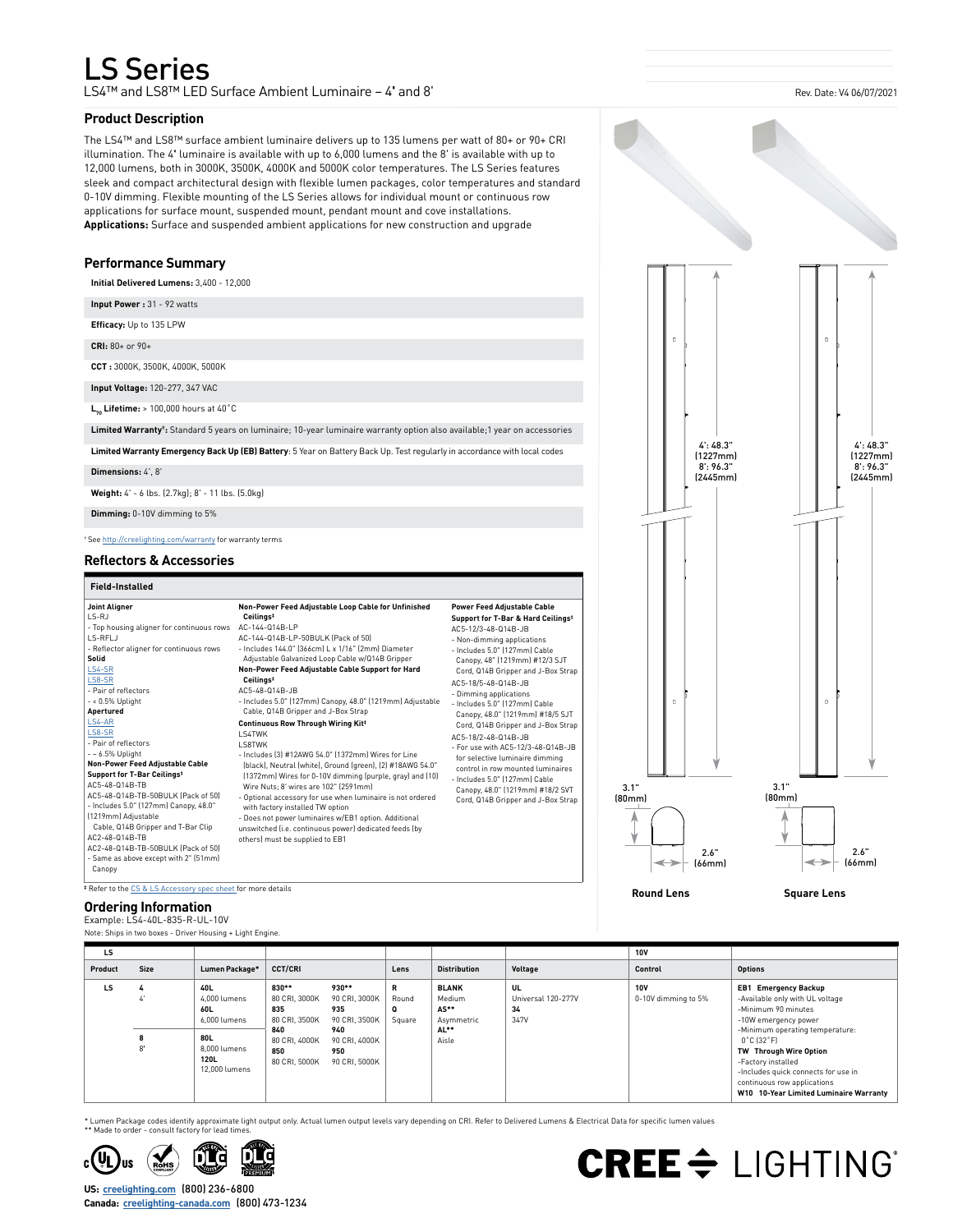# LS Series

LS4™ and LS8™ LED Surface Ambient Luminaire – 4' and 8'

Rev. Date: V4 06/07/2021

## Product Description

The LS4™ and LS8™ surface ambient luminaire delivers up to 135 lumens per watt of 80+ or 90+ CRI illumination. The 4' luminaire is available with up to 6,000 lumens and the 8' is available with up to 12,000 lumens, both in 3000K, 3500K, 4000K and 5000K color temperatures. The LS Series features sleek and compact architectural design with flexible lumen packages, color temperatures and standard 0-10V dimming. Flexible mounting of the LS Series allows for individual mount or continuous row applications for surface mount, suspended mount, pendant mount and cove installations.

**Applications:** Surface and suspended ambient applications for new construction and upgrade

## Performance Summary

**Initial Delivered Lumens:** 3,400 - 12,000

**Input Power :** 31 - 92 watts

**Efficacy:** Up to 135 LPW

**CRI:** 80+ or 90+

**CCT :** 3000K, 3500K, 4000K, 5000K

**Input Voltage:** 120-277, 347 VAC

**$L_{70}$ Lifetime:** > 100,000 hours at 40˚C

**Limited Warranty†:** Standard 5 years on luminaire; 10-year luminaire warranty option also available;1 year on accessories

**Limited Warranty Emergency Back Up (EB) Battery**: 5 Year on Battery Back Up. Test regularly in accordance with local codes

**Dimensions:** 4', 8'

**Weight:** 4' - 6 lbs. (2.7kg); 8' - 11 lbs. (5.0kg)

**Dimming:** 0-10V dimming to 5%

† See http://creelighting.com/warranty for warranty terms

## Reflectors & Accessories

**Field-Installed**

**Joint Aligner**
LS-RJ
- Top housing aligner for continuous rows
LS-RFLJ
- Reflector aligner for continuous rows

**Solid**
LS4-SR
LS8-SR
- Pair of reflectors
- < 0.5% Uplight

**Apertured**
LS4-AR
LS8-AR
- Pair of reflectors
- ~ 6.5% Uplight

**Non-Power Feed Adjustable Cable Support for T-Bar Ceilings‡**
AC5-48-Q14B-TB
AC5-48-Q14B-TB-50BULK (Pack of 50)
- Includes 5.0" (127mm) Canopy, 48.0" (1219mm) Adjustable Cable, Q14B Gripper and T-Bar Clip
AC2-48-Q14B-TB
AC2-48-Q14B-TB-50BULK (Pack of 50)
- Same as above except with 2" (51mm) Canopy

**Non-Power Feed Adjustable Loop Cable for Unfinished Ceilings‡**
AC-144-Q14B-LP
AC-144-Q14B-LP-50BULK (Pack of 50)
- Includes 144.0" (366cm) L x 1/16" (2mm) Diameter Adjustable Galvanized Loop Cable w/Q14B Gripper

**Non-Power Feed Adjustable Cable Support for Hard Ceilings‡**
AC5-48-Q14B-JB
- Includes 5.0" (127mm) Canopy, 48.0" (1219mm) Adjustable Cable, Q14B Gripper and J-Box Strap

**Continuous Row Through Wiring Kit‡**
LS4TWK
LS8TWK
- Includes (3) #12AWG 54.0" (1372mm) Wires for Line (black), Neutral (white), Ground (green), (2) #18AWG 54.0" (1372mm) Wires for 0-10V dimming (purple, gray) and (10) Wire Nuts; 8' wires are 102" (2591mm)
- Optional accessory for use when luminaire is not ordered with factory installed TW option
- Does not power luminaires w/EB1 option. Additional unswitched (i.e. continuous power) dedicated feeds (by others) must be supplied to EB1

**Power Feed Adjustable Cable Support for T-Bar & Hard Ceilings‡**
AC5-12/3-48-Q14B-JB
- Non-dimming applications
- Includes 5.0" (127mm) Cable Canopy, 48" (1219mm) #12/3 SJT Cord, Q14B Gripper and J-Box Strap
AC5-18/5-48-Q14B-JB
- Dimming applications
- Includes 5.0" (127mm) Cable Canopy, 48.0" (1219mm) #18/5 SJT Cord, Q14B Gripper and J-Box Strap
AC5-18/2-48-Q14B-JB
- For use with AC5-12/3-48-Q14B-JB for selective luminaire dimming control in row mounted luminaires
- Includes 5.0" (127mm) Cable Canopy, 48.0" (1219mm) #18/2 SVT Cord, Q14B Gripper and J-Box Strap

‡ Refer to the CS & LS Accessory spec sheet for more details

4': 48.3" (1227mm)
8': 96.3" (2445mm)

3.1" (80mm)

2.6" (66mm)

Round Lens

Square Lens

## Ordering Information

Example: LS4-40L-835-R-UL-10V

Note: Ships in two boxes - Driver Housing + Light Engine.

| LS | | | | | | | 10V | |
|---|---|---|---|---|---|---|---|---|
| **Product** | **Size** | **Lumen Package*** | **CCT/CRI** | **Lens** | **Distribution** | **Voltage** | **Control** | **Options** |
| **LS** | **4**<br>4'<br><br>**8**<br>8' | **40L**<br>4,000 lumens<br>**60L**<br>6,000 lumens<br><br>**80L**<br>8,000 lumens<br>**120L**<br>12,000 lumens | **830****<br>80 CRI, 3000K<br>**835**<br>80 CRI, 3500K<br>**840**<br>80 CRI, 4000K<br>**850**<br>80 CRI, 5000K<br>**930****<br>90 CRI, 3000K<br>**935**<br>90 CRI, 3500K<br>**940**<br>90 CRI, 4000K<br>**950**<br>90 CRI, 5000K | **R**<br>Round<br>**Q**<br>Square | **BLANK**<br>Medium<br>**AS****<br>Asymmetric<br>**AL****<br>Aisle | **UL**<br>Universal 120-277V<br>**34**<br>347V | **10V**<br>0-10V dimming to 5% | **EB1 Emergency Backup**<br>-Available only with UL voltage<br>-Minimum 90 minutes<br>-10W emergency power<br>-Minimum operating temperature: 0˚C (32˚F)<br>**TW Through Wire Option**<br>-Factory installed<br>-Includes quick connects for use in continuous row applications<br>**W10 10-Year Limited Luminaire Warranty** |

\* Lumen Package codes identify approximate light output only. Actual lumen output levels vary depending on CRI. Refer to Delivered Lumens & Electrical Data for specific lumen values
** Made to order - consult factory for lead times.

**US:** creelighting.com (800) 236-6800
**Canada:** creelighting-canada.com (800) 473-1234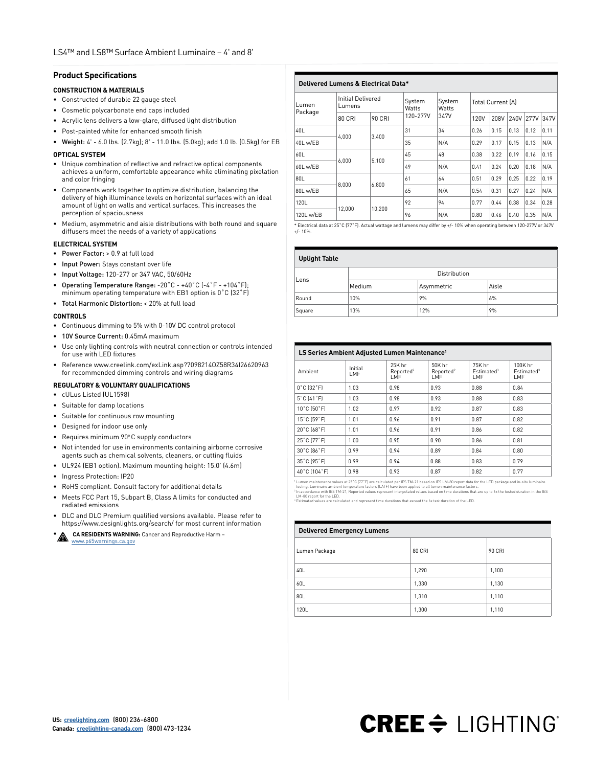## Product Specifications

### CONSTRUCTION & MATERIALS

- Constructed of durable 22 gauge steel
- Cosmetic polycarbonate end caps included
- Acrylic lens delivers a low-glare, diffused light distribution
- Post-painted white for enhanced smooth finish
- **Weight:** 4' - 6.0 lbs. (2.7kg); 8' - 11.0 lbs. (5.0kg); add 1.0 lb. (0.5kg) for EB

### OPTICAL SYSTEM

- Unique combination of reflective and refractive optical components achieves a uniform, comfortable appearance while eliminating pixelation and color fringing
- Components work together to optimize distribution, balancing the delivery of high illuminance levels on horizontal surfaces with an ideal amount of light on walls and vertical surfaces. This increases the perception of spaciousness
- Medium, asymmetric and aisle distributions with both round and square diffusers meet the needs of a variety of applications

### ELECTRICAL SYSTEM

- **Power Factor:** > 0.9 at full load
- **Input Power:** Stays constant over life
- **Input Voltage:** 120-277 or 347 VAC, 50/60Hz
- **Operating Temperature Range:** -20˚C - +40˚C (-4˚F - +104˚F); minimum operating temperature with EB1 option is 0˚C (32˚F)
- **Total Harmonic Distortion:** < 20% at full load

### CONTROLS

- Continuous dimming to 5% with 0-10V DC control protocol
- **10V Source Current:** 0.45mA maximum
- Use only lighting controls with neutral connection or controls intended for use with LED fixtures
- Reference www.creelink.com/exLink.asp?70982140Z58R34I26620963 for recommended dimming controls and wiring diagrams

### REGULATORY & VOLUNTARY QUALIFICATIONS

- cULus Listed (UL1598)
- Suitable for damp locations
- Suitable for continuous row mounting
- Designed for indoor use only
- Requires minimum 90°C supply conductors
- Not intended for use in environments containing airborne corrosive agents such as chemical solvents, cleaners, or cutting fluids
- UL924 (EB1 option). Maximum mounting height: 15.0' (4.6m)
- Ingress Protection: IP20
- RoHS compliant. Consult factory for additional details
- Meets FCC Part 15, Subpart B, Class A limits for conducted and radiated emissions
- DLC and DLC Premium qualified versions available. Please refer to https://www.designlights.org/search/ for most current information
- **CA RESIDENTS WARNING:** Cancer and Reproductive Harm – www.p65warnings.ca.gov

### Delivered Lumens & Electrical Data*

| Lumen Package | Initial Delivered Lumens | | System Watts 120-277V | System Watts 347V | Total Current (A) | | | | |
|---|---|---|---|---|---|---|---|---|---|
| | 80 CRI | 90 CRI | | | 120V | 208V | 240V | 277V | 347V |
| 40L | 4,000 | 3,400 | 31 | 34 | 0.26 | 0.15 | 0.13 | 0.12 | 0.11 |
| 40L w/EB | | | 35 | N/A | 0.29 | 0.17 | 0.15 | 0.13 | N/A |
| 60L | 6,000 | 5,100 | 45 | 48 | 0.38 | 0.22 | 0.19 | 0.16 | 0.15 |
| 60L w/EB | | | 49 | N/A | 0.41 | 0.24 | 0.20 | 0.18 | N/A |
| 80L | 8,000 | 6,800 | 61 | 64 | 0.51 | 0.29 | 0.25 | 0.22 | 0.19 |
| 80L w/EB | | | 65 | N/A | 0.54 | 0.31 | 0.27 | 0.24 | N/A |
| 120L | 12,000 | 10,200 | 92 | 94 | 0.77 | 0.44 | 0.38 | 0.34 | 0.28 |
| 120L w/EB | | | 96 | N/A | 0.80 | 0.46 | 0.40 | 0.35 | N/A |

* Electrical data at 25˚C (77˚F). Actual wattage and lumens may differ by +/- 10% when operating between 120-277V or 347V +/- 10%.

### Uplight Table

| Lens | Distribution | | |
|---|---|---|---|
| | Medium | Asymmetric | Aisle |
| Round | 10% | 9% | 6% |
| Square | 13% | 12% | 9% |

### LS Series Ambient Adjusted Lumen Maintenance[1]

| Ambient | Initial LMF | 25K hr Reported[2] LMF | 50K hr Reported[2] LMF | 75K hr Estimated[3] LMF | 100K hr Estimated[3] LMF |
|---|---|---|---|---|---|
| 0˚C (32˚F) | 1.03 | 0.98 | 0.93 | 0.88 | 0.84 |
| 5˚C (41˚F) | 1.03 | 0.98 | 0.93 | 0.88 | 0.83 |
| 10˚C (50˚F) | 1.02 | 0.97 | 0.92 | 0.87 | 0.83 |
| 15˚C (59˚F) | 1.01 | 0.96 | 0.91 | 0.87 | 0.82 |
| 20˚C (68˚F) | 1.01 | 0.96 | 0.91 | 0.86 | 0.82 |
| 25˚C (77˚F) | 1.00 | 0.95 | 0.90 | 0.86 | 0.81 |
| 30˚C (86˚F) | 0.99 | 0.94 | 0.89 | 0.84 | 0.80 |
| 35˚C (95˚F) | 0.99 | 0.94 | 0.88 | 0.83 | 0.79 |
| 40˚C (104˚F) | 0.98 | 0.93 | 0.87 | 0.82 | 0.77 |

[1] Lumen maintenance values at 25˚C (77˚F) are calculated per IES TM-21 based on IES LM-80 report data for the LED package and in-situ luminaire testing. Luminaire ambient temperature factors (LATF) have been applied to all lumen maintenance factors.
[2] In accordance with IES TM-21, Reported values represent interpolated values based on time durations that are up to 6x the tested duration in the IES LM-80 report for the LED.
[3] Estimated values are calculated and represent time durations that exceed the 6x test duration of the LED.

### Delivered Emergency Lumens

| Lumen Package | 80 CRI | 90 CRI |
|---|---|---|
| 40L | 1,290 | 1,100 |
| 60L | 1,330 | 1,130 |
| 80L | 1,310 | 1,110 |
| 120L | 1,300 | 1,110 |

**US:** creelighting.com (800) 236-6800
**Canada:** creelighting-canada.com (800) 473-1234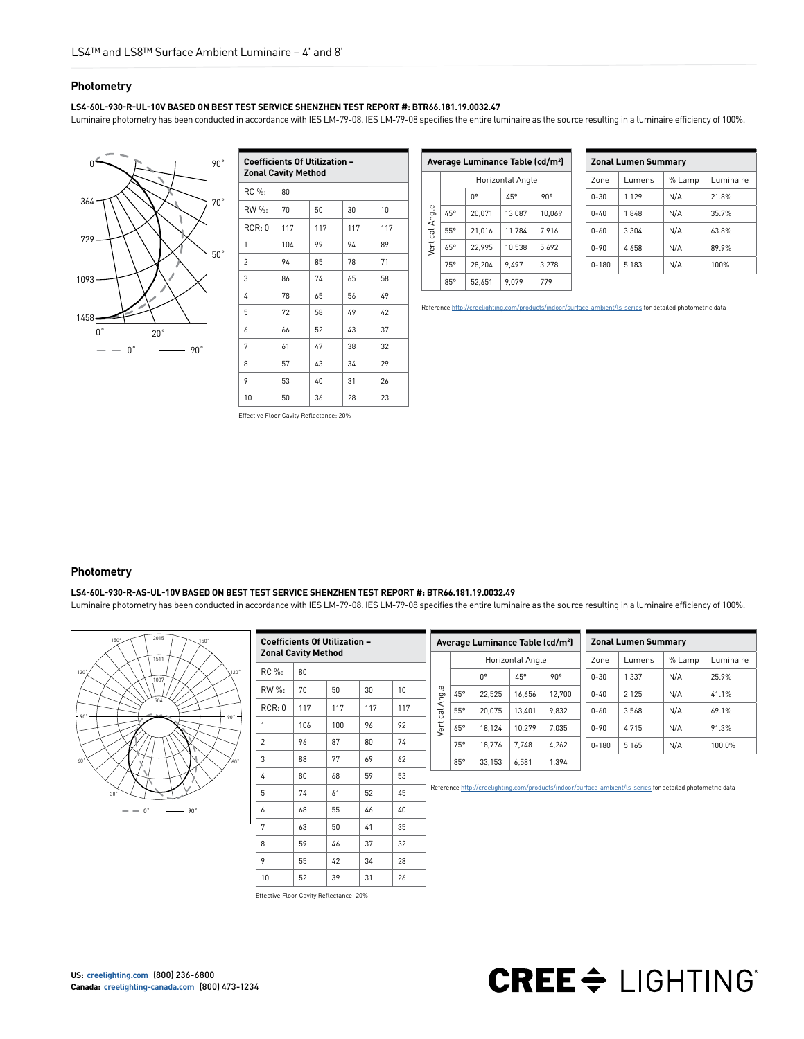## Photometry

**LS4-60L-930-R-UL-10V BASED ON BEST TEST SERVICE SHENZHEN TEST REPORT #: BTR66.181.19.0032.47**

Luminaire photometry has been conducted in accordance with IES LM-79-08. IES LM-79-08 specifies the entire luminaire as the source resulting in a luminaire efficiency of 100%.

| Coefficients Of Utilization – Zonal Cavity Method | | | | |
|---|---|---|---|---|
| RC %: | 80 | | | |
| RW %: | 70 | 50 | 30 | 10 |
| RCR: 0 | 117 | 117 | 117 | 117 |
| 1 | 104 | 99 | 94 | 89 |
| 2 | 94 | 85 | 78 | 71 |
| 3 | 86 | 74 | 65 | 58 |
| 4 | 78 | 65 | 56 | 49 |
| 5 | 72 | 58 | 49 | 42 |
| 6 | 66 | 52 | 43 | 37 |
| 7 | 61 | 47 | 38 | 32 |
| 8 | 57 | 43 | 34 | 29 |
| 9 | 53 | 40 | 31 | 26 |
| 10 | 50 | 36 | 28 | 23 |

Effective Floor Cavity Reflectance: 20%

| Average Luminance Table (cd/m²) | | | |
|---|---|---|---|
| Vertical Angle | Horizontal Angle | | |
| | 0° | 45° | 90° |
| 45° | 20,071 | 13,087 | 10,069 |
| 55° | 21,016 | 11,784 | 7,916 |
| 65° | 22,995 | 10,538 | 5,692 |
| 75° | 28,204 | 9,497 | 3,278 |
| 85° | 52,651 | 9,079 | 779 |

Reference http://creelighting.com/products/indoor/surface-ambient/ls-series for detailed photometric data

| Zonal Lumen Summary | | | |
|---|---|---|---|
| Zone | Lumens | % Lamp | Luminaire |
| 0-30 | 1,129 | N/A | 21.8% |
| 0-40 | 1,848 | N/A | 35.7% |
| 0-60 | 3,304 | N/A | 63.8% |
| 0-90 | 4,658 | N/A | 89.9% |
| 0-180 | 5,183 | N/A | 100% |

## Photometry

**LS4-60L-930-R-AS-UL-10V BASED ON BEST TEST SERVICE SHENZHEN TEST REPORT #: BTR66.181.19.0032.49**

Luminaire photometry has been conducted in accordance with IES LM-79-08. IES LM-79-08 specifies the entire luminaire as the source resulting in a luminaire efficiency of 100%.

| Coefficients Of Utilization – Zonal Cavity Method | | | | |
|---|---|---|---|---|
| RC %: | 80 | | | |
| RW %: | 70 | 50 | 30 | 10 |
| RCR: 0 | 117 | 117 | 117 | 117 |
| 1 | 106 | 100 | 96 | 92 |
| 2 | 96 | 87 | 80 | 74 |
| 3 | 88 | 77 | 69 | 62 |
| 4 | 80 | 68 | 59 | 53 |
| 5 | 74 | 61 | 52 | 45 |
| 6 | 68 | 55 | 46 | 40 |
| 7 | 63 | 50 | 41 | 35 |
| 8 | 59 | 46 | 37 | 32 |
| 9 | 55 | 42 | 34 | 28 |
| 10 | 52 | 39 | 31 | 26 |

Effective Floor Cavity Reflectance: 20%

| Average Luminance Table (cd/m²) | | | |
|---|---|---|---|
| Vertical Angle | Horizontal Angle | | |
| | 0° | 45° | 90° |
| 45° | 22,525 | 16,656 | 12,700 |
| 55° | 20,075 | 13,401 | 9,832 |
| 65° | 18,124 | 10,279 | 7,035 |
| 75° | 18,776 | 7,748 | 4,262 |
| 85° | 33,153 | 6,581 | 1,394 |

Reference http://creelighting.com/products/indoor/surface-ambient/ls-series for detailed photometric data

| Zonal Lumen Summary | | | |
|---|---|---|---|
| Zone | Lumens | % Lamp | Luminaire |
| 0-30 | 1,337 | N/A | 25.9% |
| 0-40 | 2,125 | N/A | 41.1% |
| 0-60 | 3,568 | N/A | 69.1% |
| 0-90 | 4,715 | N/A | 91.3% |
| 0-180 | 5,165 | N/A | 100.0% |

**US:** creelighting.com (800) 236-6800
**Canada:** creelighting-canada.com (800) 473-1234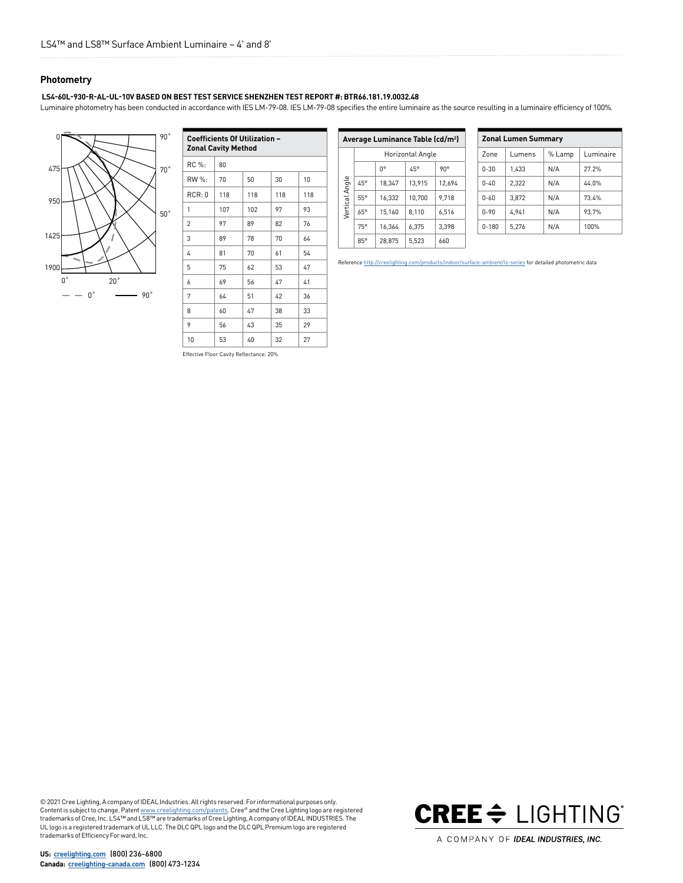## Photometry

**LS4-60L-930-R-AL-UL-10V BASED ON BEST TEST SERVICE SHENZHEN TEST REPORT #: BTR66.181.19.0032.48**

Luminaire photometry has been conducted in accordance with IES LM-79-08. IES LM-79-08 specifies the entire luminaire as the source resulting in a luminaire efficiency of 100%.

0
475
950
1425
1900
0°
20°
50°
70°
90°
0°
90°

| Coefficients Of Utilization – Zonal Cavity Method | | | | |
|---|---|---|---|---|
| RC %: | 80 | | | |
| RW %: | 70 | 50 | 30 | 10 |
| RCR: 0 | 118 | 118 | 118 | 118 |
| 1 | 107 | 102 | 97 | 93 |
| 2 | 97 | 89 | 82 | 76 |
| 3 | 89 | 78 | 70 | 64 |
| 4 | 81 | 70 | 61 | 54 |
| 5 | 75 | 62 | 53 | 47 |
| 6 | 69 | 56 | 47 | 41 |
| 7 | 64 | 51 | 42 | 36 |
| 8 | 60 | 47 | 38 | 33 |
| 9 | 56 | 43 | 35 | 29 |
| 10 | 53 | 40 | 32 | 27 |

Effective Floor Cavity Reflectance: 20%

| Average Luminance Table (cd/m²) | | | | |
|---|---|---|---|---|
| | | Horizontal Angle | | |
| | | 0° | 45° | 90° |
| Vertical Angle | 45° | 18,347 | 13,915 | 12,694 |
| | 55° | 16,332 | 10,700 | 9,718 |
| | 65° | 15,160 | 8,110 | 6,516 |
| | 75° | 16,364 | 6,375 | 3,398 |
| | 85° | 28,875 | 5,523 | 660 |

| Zonal Lumen Summary | | | |
|---|---|---|---|
| Zone | Lumens | % Lamp | Luminaire |
| 0-30 | 1,433 | N/A | 27.2% |
| 0-40 | 2,322 | N/A | 44.0% |
| 0-60 | 3,872 | N/A | 73.4% |
| 0-90 | 4,941 | N/A | 93.7% |
| 0-180 | 5,276 | N/A | 100% |

Reference http://creelighting.com/products/indoor/surface-ambient/ls-series for detailed photometric data

© 2021 Cree Lighting, A company of IDEAL Industries. All rights reserved. For informational purposes only. Content is subject to change. Patent www.creelighting.com/patents. Cree® and the Cree Lighting logo are registered trademarks of Cree, Inc. LS4™ and LS8™ are trademarks of Cree Lighting, A company of IDEAL INDUSTRIES. The UL logo is a registered trademark of UL LLC. The DLC QPL logo and the DLC QPL Premium logo are registered trademarks of Efficiency For ward, Inc.

**US:** creelighting.com (800) 236-6800
**Canada:** creelighting-canada.com (800) 473-1234

CREE LIGHTING
A COMPANY OF *IDEAL INDUSTRIES, INC.*